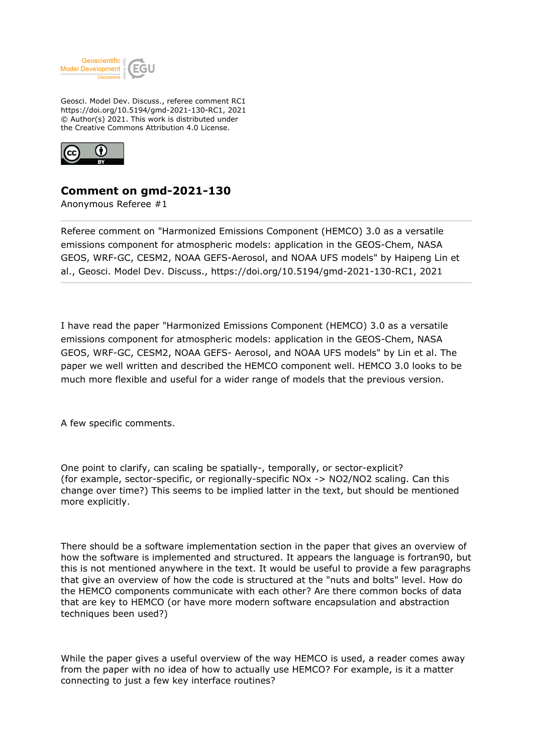Geosci. Model Dev. Discuss., referee comment RC1
https://doi.org/10.5194/gmd-2021-130-RC1, 2021
© Author(s) 2021. This work is distributed under
the Creative Commons Attribution 4.0 License.

## Comment on gmd-2021-130

Anonymous Referee #1

---

Referee comment on "Harmonized Emissions Component (HEMCO) 3.0 as a versatile emissions component for atmospheric models: application in the GEOS-Chem, NASA GEOS, WRF-GC, CESM2, NOAA GEFS-Aerosol, and NOAA UFS models" by Haipeng Lin et al., Geosci. Model Dev. Discuss., https://doi.org/10.5194/gmd-2021-130-RC1, 2021

---

I have read the paper "Harmonized Emissions Component (HEMCO) 3.0 as a versatile emissions component for atmospheric models: application in the GEOS-Chem, NASA GEOS, WRF-GC, CESM2, NOAA GEFS- Aerosol, and NOAA UFS models" by Lin et al. The paper we well written and described the HEMCO component well. HEMCO 3.0 looks to be much more flexible and useful for a wider range of models that the previous version.

A few specific comments.

One point to clarify, can scaling be spatially-, temporally, or sector-explicit? (for example, sector-specific, or regionally-specific NOx -> NO2/NO2 scaling. Can this change over time?) This seems to be implied latter in the text, but should be mentioned more explicitly.

There should be a software implementation section in the paper that gives an overview of how the software is implemented and structured. It appears the language is fortran90, but this is not mentioned anywhere in the text. It would be useful to provide a few paragraphs that give an overview of how the code is structured at the "nuts and bolts" level. How do the HEMCO components communicate with each other? Are there common bocks of data that are key to HEMCO (or have more modern software encapsulation and abstraction techniques been used?)

While the paper gives a useful overview of the way HEMCO is used, a reader comes away from the paper with no idea of how to actually use HEMCO? For example, is it a matter connecting to just a few key interface routines?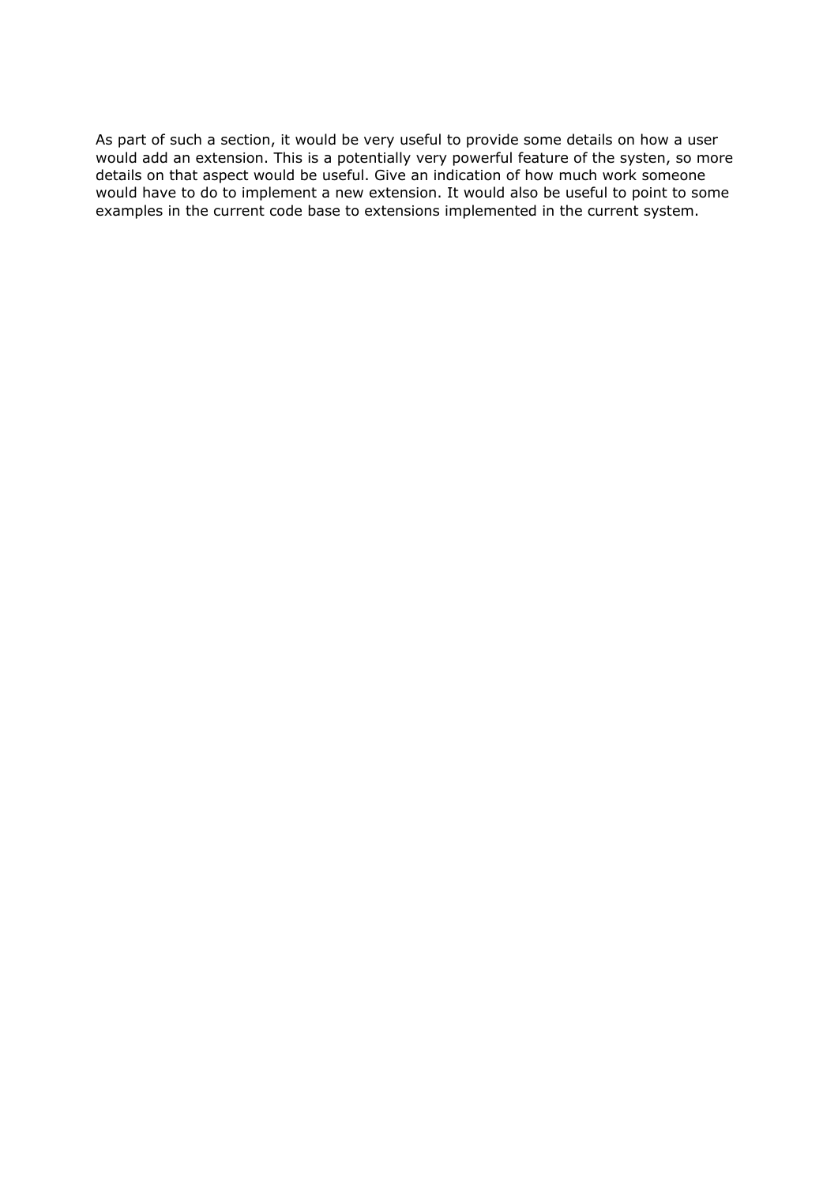As part of such a section, it would be very useful to provide some details on how a user would add an extension. This is a potentially very powerful feature of the systen, so more details on that aspect would be useful. Give an indication of how much work someone would have to do to implement a new extension. It would also be useful to point to some examples in the current code base to extensions implemented in the current system.